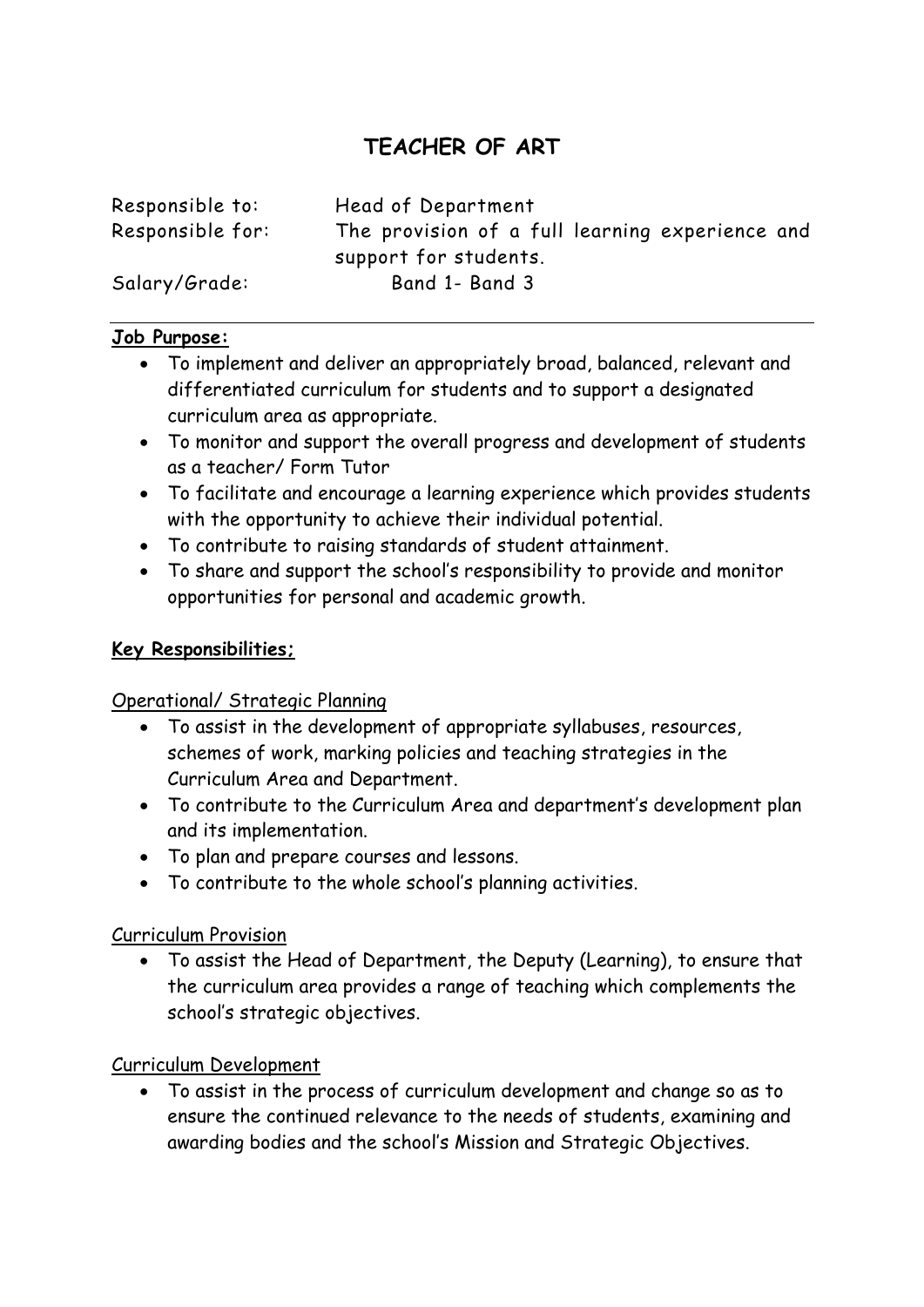# TEACHER OF ART

| | |
|---|---|
| Responsible to: | Head of Department |
| Responsible for: | The provision of a full learning experience and support for students. |
| Salary/Grade: | Band 1- Band 3 |

---

**Job Purpose:**

- To implement and deliver an appropriately broad, balanced, relevant and differentiated curriculum for students and to support a designated curriculum area as appropriate.
- To monitor and support the overall progress and development of students as a teacher/ Form Tutor
- To facilitate and encourage a learning experience which provides students with the opportunity to achieve their individual potential.
- To contribute to raising standards of student attainment.
- To share and support the school's responsibility to provide and monitor opportunities for personal and academic growth.

**Key Responsibilities;**

Operational/ Strategic Planning

- To assist in the development of appropriate syllabuses, resources, schemes of work, marking policies and teaching strategies in the Curriculum Area and Department.
- To contribute to the Curriculum Area and department's development plan and its implementation.
- To plan and prepare courses and lessons.
- To contribute to the whole school's planning activities.

Curriculum Provision

- To assist the Head of Department, the Deputy (Learning), to ensure that the curriculum area provides a range of teaching which complements the school's strategic objectives.

Curriculum Development

- To assist in the process of curriculum development and change so as to ensure the continued relevance to the needs of students, examining and awarding bodies and the school's Mission and Strategic Objectives.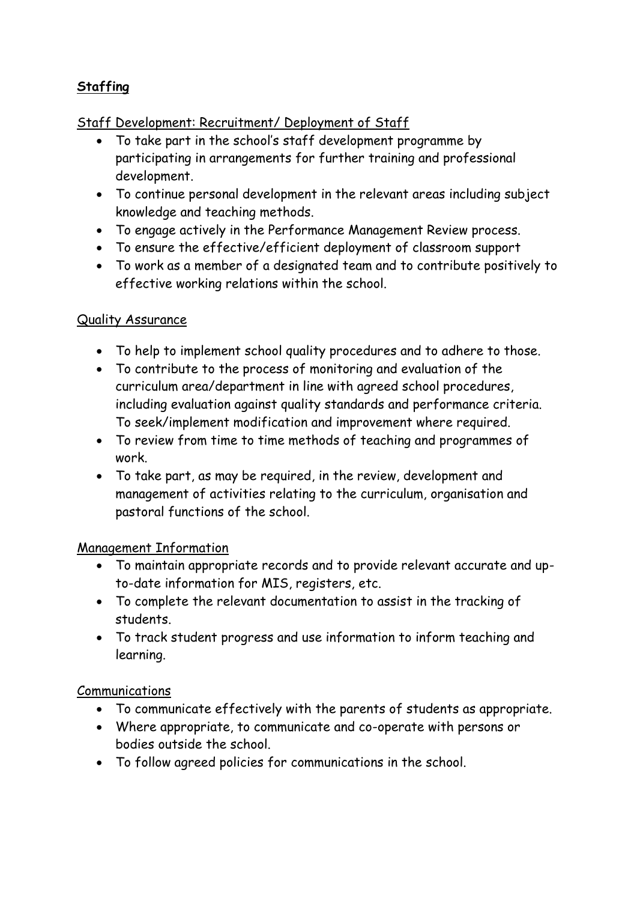## **Staffing**

Staff Development: Recruitment/ Deployment of Staff

- To take part in the school's staff development programme by participating in arrangements for further training and professional development.
- To continue personal development in the relevant areas including subject knowledge and teaching methods.
- To engage actively in the Performance Management Review process.
- To ensure the effective/efficient deployment of classroom support
- To work as a member of a designated team and to contribute positively to effective working relations within the school.

Quality Assurance

- To help to implement school quality procedures and to adhere to those.
- To contribute to the process of monitoring and evaluation of the curriculum area/department in line with agreed school procedures, including evaluation against quality standards and performance criteria. To seek/implement modification and improvement where required.
- To review from time to time methods of teaching and programmes of work.
- To take part, as may be required, in the review, development and management of activities relating to the curriculum, organisation and pastoral functions of the school.

Management Information

- To maintain appropriate records and to provide relevant accurate and up-to-date information for MIS, registers, etc.
- To complete the relevant documentation to assist in the tracking of students.
- To track student progress and use information to inform teaching and learning.

Communications

- To communicate effectively with the parents of students as appropriate.
- Where appropriate, to communicate and co-operate with persons or bodies outside the school.
- To follow agreed policies for communications in the school.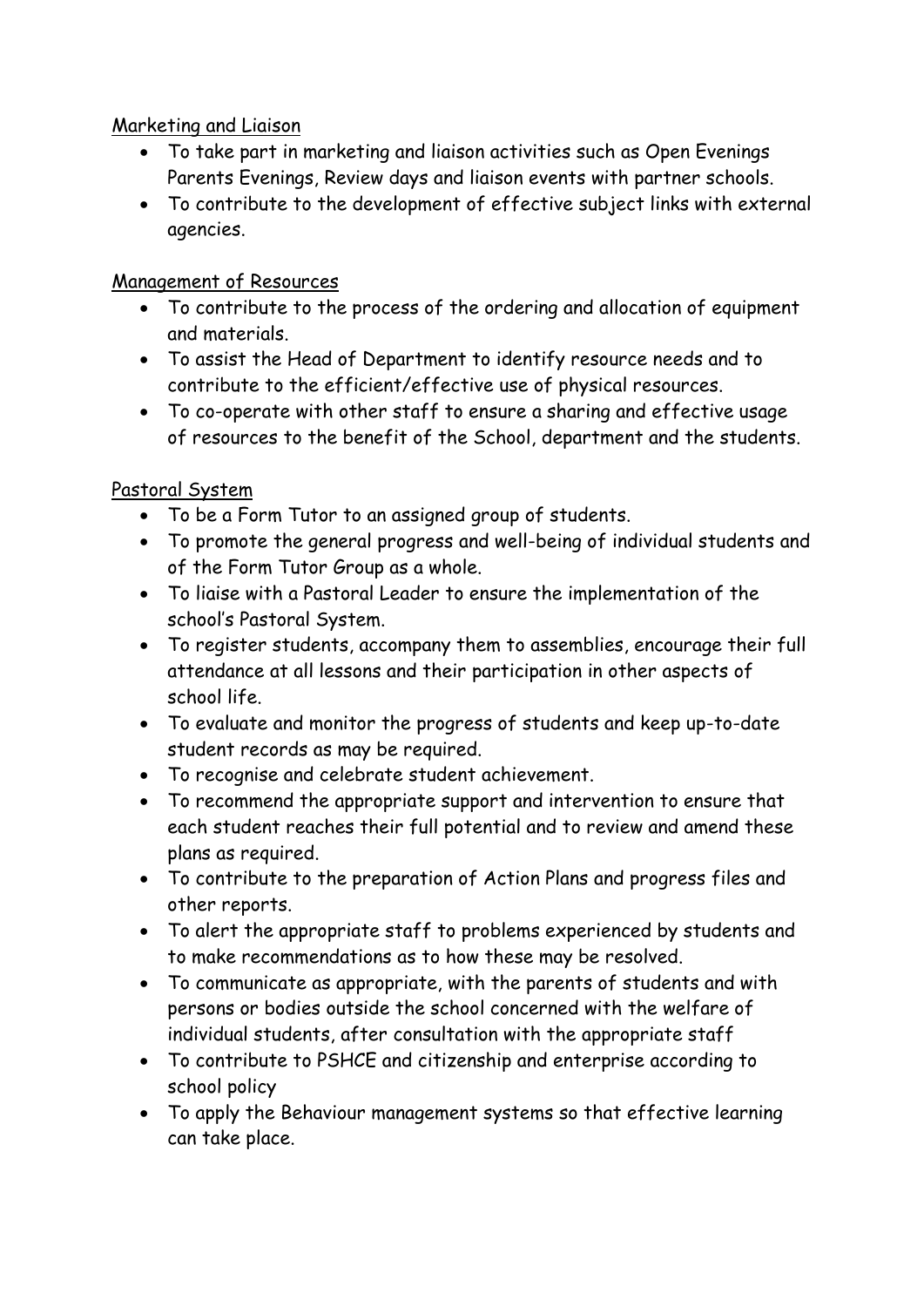Marketing and Liaison

- To take part in marketing and liaison activities such as Open Evenings Parents Evenings, Review days and liaison events with partner schools.
- To contribute to the development of effective subject links with external agencies.

Management of Resources

- To contribute to the process of the ordering and allocation of equipment and materials.
- To assist the Head of Department to identify resource needs and to contribute to the efficient/effective use of physical resources.
- To co-operate with other staff to ensure a sharing and effective usage of resources to the benefit of the School, department and the students.

Pastoral System

- To be a Form Tutor to an assigned group of students.
- To promote the general progress and well-being of individual students and of the Form Tutor Group as a whole.
- To liaise with a Pastoral Leader to ensure the implementation of the school's Pastoral System.
- To register students, accompany them to assemblies, encourage their full attendance at all lessons and their participation in other aspects of school life.
- To evaluate and monitor the progress of students and keep up-to-date student records as may be required.
- To recognise and celebrate student achievement.
- To recommend the appropriate support and intervention to ensure that each student reaches their full potential and to review and amend these plans as required.
- To contribute to the preparation of Action Plans and progress files and other reports.
- To alert the appropriate staff to problems experienced by students and to make recommendations as to how these may be resolved.
- To communicate as appropriate, with the parents of students and with persons or bodies outside the school concerned with the welfare of individual students, after consultation with the appropriate staff
- To contribute to PSHCE and citizenship and enterprise according to school policy
- To apply the Behaviour management systems so that effective learning can take place.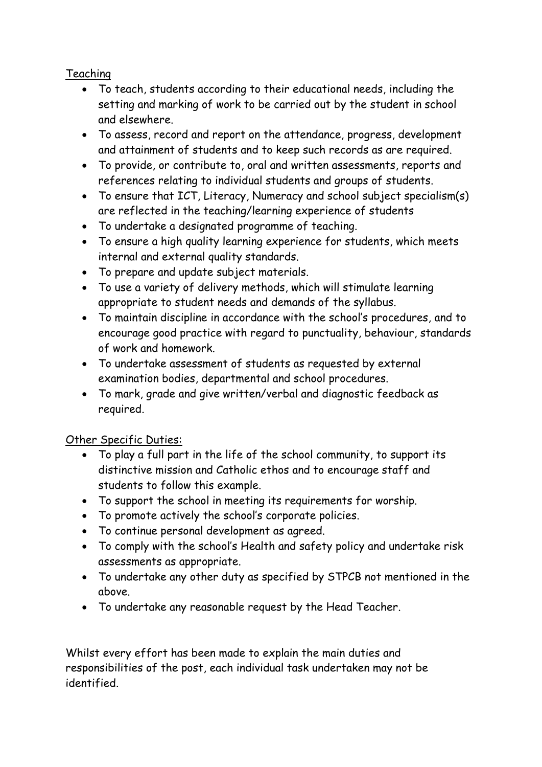Teaching

- To teach, students according to their educational needs, including the setting and marking of work to be carried out by the student in school and elsewhere.
- To assess, record and report on the attendance, progress, development and attainment of students and to keep such records as are required.
- To provide, or contribute to, oral and written assessments, reports and references relating to individual students and groups of students.
- To ensure that ICT, Literacy, Numeracy and school subject specialism(s) are reflected in the teaching/learning experience of students
- To undertake a designated programme of teaching.
- To ensure a high quality learning experience for students, which meets internal and external quality standards.
- To prepare and update subject materials.
- To use a variety of delivery methods, which will stimulate learning appropriate to student needs and demands of the syllabus.
- To maintain discipline in accordance with the school's procedures, and to encourage good practice with regard to punctuality, behaviour, standards of work and homework.
- To undertake assessment of students as requested by external examination bodies, departmental and school procedures.
- To mark, grade and give written/verbal and diagnostic feedback as required.

Other Specific Duties:

- To play a full part in the life of the school community, to support its distinctive mission and Catholic ethos and to encourage staff and students to follow this example.
- To support the school in meeting its requirements for worship.
- To promote actively the school's corporate policies.
- To continue personal development as agreed.
- To comply with the school's Health and safety policy and undertake risk assessments as appropriate.
- To undertake any other duty as specified by STPCB not mentioned in the above.
- To undertake any reasonable request by the Head Teacher.

Whilst every effort has been made to explain the main duties and responsibilities of the post, each individual task undertaken may not be identified.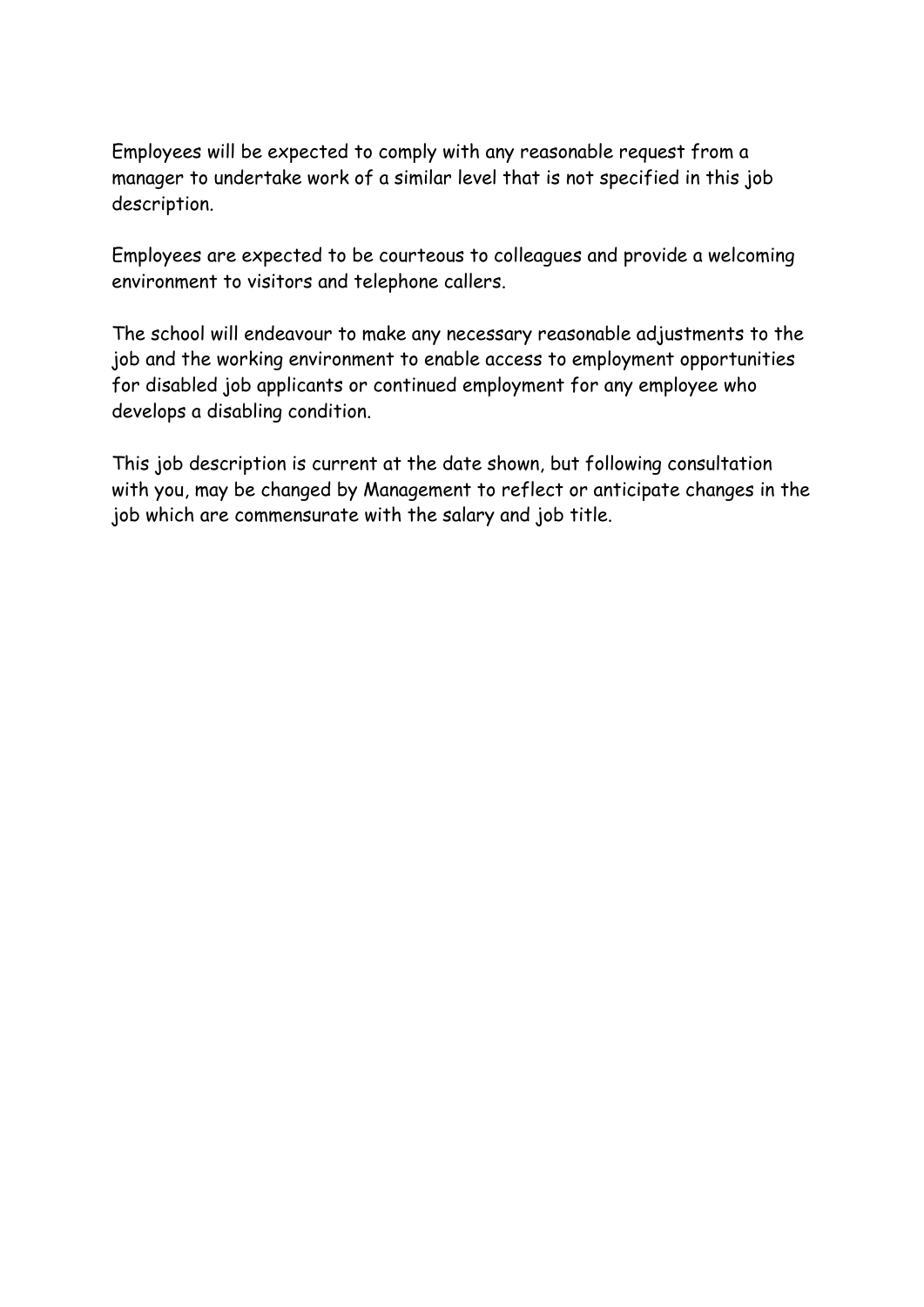Employees will be expected to comply with any reasonable request from a manager to undertake work of a similar level that is not specified in this job description.

Employees are expected to be courteous to colleagues and provide a welcoming environment to visitors and telephone callers.

The school will endeavour to make any necessary reasonable adjustments to the job and the working environment to enable access to employment opportunities for disabled job applicants or continued employment for any employee who develops a disabling condition.

This job description is current at the date shown, but following consultation with you, may be changed by Management to reflect or anticipate changes in the job which are commensurate with the salary and job title.